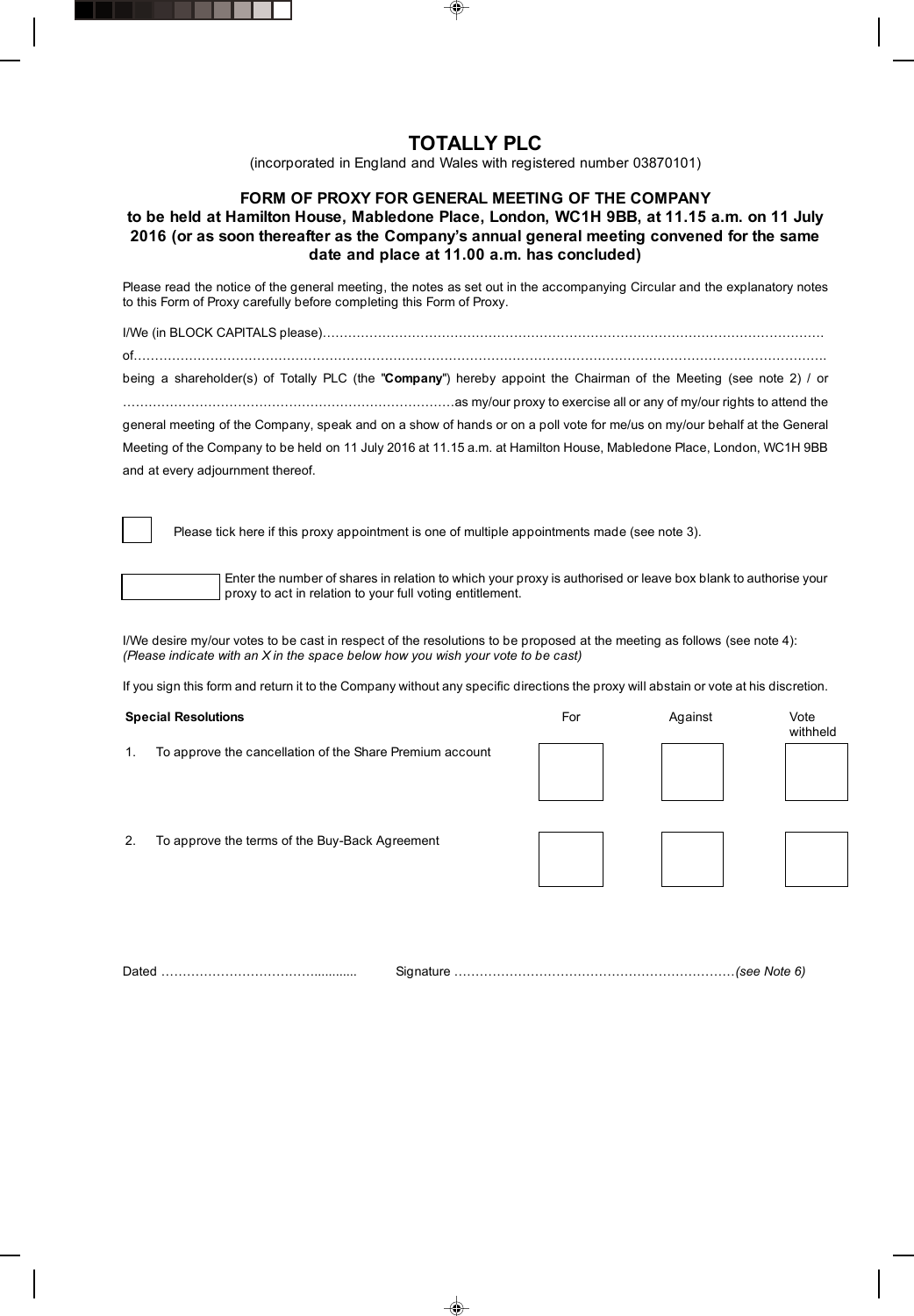# TOTALLY PLC

(incorporated in England and Wales with registered number 03870101)

## FORM OF PROXY FOR GENERAL MEETING OF THE COMPANY to be held at Hamilton House, Mabledone Place, London, WC1H 9BB, at 11.15 a.m. on 11 July 2016 (or as soon thereafter as the Company's annual general meeting convened for the same date and place at 11.00 a.m. has concluded)

Please read the notice of the general meeting, the notes as set out in the accompanying Circular and the explanatory notes to this Form of Proxy carefully before completing this Form of Proxy.

I/We (in BLOCK CAPITALS please)…………………………………………………………………………………………………………

of……………………………………………………………………………………………………………………………………………….

being a shareholder(s) of Totally PLC (the "**Company**") hereby appoint the Chairman of the Meeting (see note 2) / or ……………………………………………………………………as my/our proxy to exercise all or any of my/our rights to attend the general meeting of the Company, speak and on a show of hands or on a poll vote for me/us on my/our behalf at the General Meeting of the Company to be held on 11 July 2016 at 11.15 a.m. at Hamilton House, Mabledone Place, London, WC1H 9BB and at every adjournment thereof.

☐ Please tick here if this proxy appointment is one of multiple appointments made (see note 3).

☐ Enter the number of shares in relation to which your proxy is authorised or leave box blank to authorise your proxy to act in relation to your full voting entitlement.

I/We desire my/our votes to be cast in respect of the resolutions to be proposed at the meeting as follows (see note 4):
*(Please indicate with an X in the space below how you wish your vote to be cast)*

If you sign this form and return it to the Company without any specific directions the proxy will abstain or vote at his discretion.

| **Special Resolutions** | For | Against | Vote withheld |
|---|---|---|---|
| 1. To approve the cancellation of the Share Premium account | | | |
| 2. To approve the terms of the Buy-Back Agreement | | | |

Dated ……………………………………..........     Signature …………………………………………………………*(see Note 6)*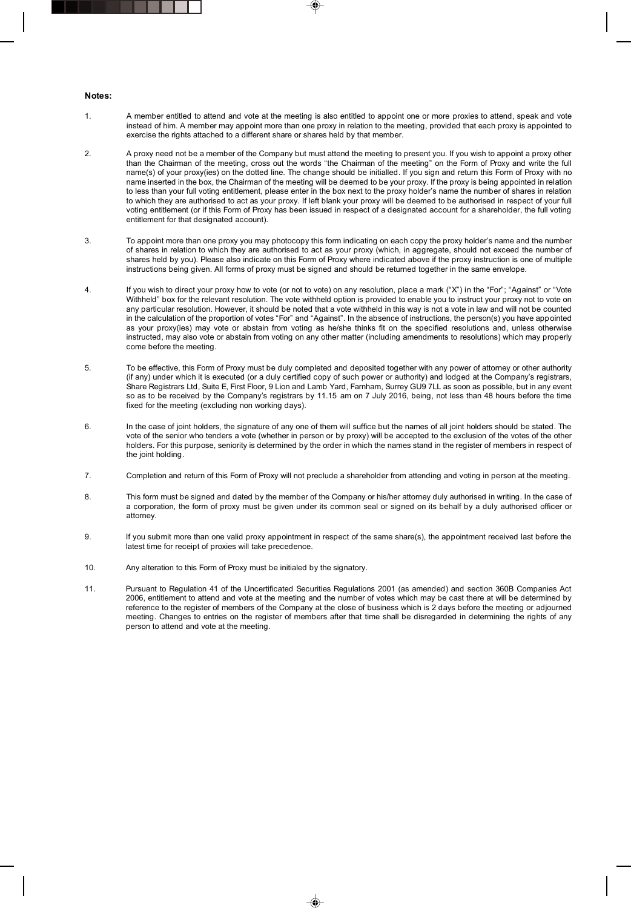**Notes:**

1. A member entitled to attend and vote at the meeting is also entitled to appoint one or more proxies to attend, speak and vote instead of him. A member may appoint more than one proxy in relation to the meeting, provided that each proxy is appointed to exercise the rights attached to a different share or shares held by that member.

2. A proxy need not be a member of the Company but must attend the meeting to present you. If you wish to appoint a proxy other than the Chairman of the meeting, cross out the words "the Chairman of the meeting" on the Form of Proxy and write the full name(s) of your proxy(ies) on the dotted line. The change should be initialled. If you sign and return this Form of Proxy with no name inserted in the box, the Chairman of the meeting will be deemed to be your proxy. If the proxy is being appointed in relation to less than your full voting entitlement, please enter in the box next to the proxy holder's name the number of shares in relation to which they are authorised to act as your proxy. If left blank your proxy will be deemed to be authorised in respect of your full voting entitlement (or if this Form of Proxy has been issued in respect of a designated account for a shareholder, the full voting entitlement for that designated account).

3. To appoint more than one proxy you may photocopy this form indicating on each copy the proxy holder's name and the number of shares in relation to which they are authorised to act as your proxy (which, in aggregate, should not exceed the number of shares held by you). Please also indicate on this Form of Proxy where indicated above if the proxy instruction is one of multiple instructions being given. All forms of proxy must be signed and should be returned together in the same envelope.

4. If you wish to direct your proxy how to vote (or not to vote) on any resolution, place a mark ("X") in the "For"; "Against" or "Vote Withheld" box for the relevant resolution. The vote withheld option is provided to enable you to instruct your proxy not to vote on any particular resolution. However, it should be noted that a vote withheld in this way is not a vote in law and will not be counted in the calculation of the proportion of votes "For" and "Against". In the absence of instructions, the person(s) you have appointed as your proxy(ies) may vote or abstain from voting as he/she thinks fit on the specified resolutions and, unless otherwise instructed, may also vote or abstain from voting on any other matter (including amendments to resolutions) which may properly come before the meeting.

5. To be effective, this Form of Proxy must be duly completed and deposited together with any power of attorney or other authority (if any) under which it is executed (or a duly certified copy of such power or authority) and lodged at the Company's registrars, Share Registrars Ltd, Suite E, First Floor, 9 Lion and Lamb Yard, Farnham, Surrey GU9 7LL as soon as possible, but in any event so as to be received by the Company's registrars by 11.15 am on 7 July 2016, being, not less than 48 hours before the time fixed for the meeting (excluding non working days).

6. In the case of joint holders, the signature of any one of them will suffice but the names of all joint holders should be stated. The vote of the senior who tenders a vote (whether in person or by proxy) will be accepted to the exclusion of the votes of the other holders. For this purpose, seniority is determined by the order in which the names stand in the register of members in respect of the joint holding.

7. Completion and return of this Form of Proxy will not preclude a shareholder from attending and voting in person at the meeting.

8. This form must be signed and dated by the member of the Company or his/her attorney duly authorised in writing. In the case of a corporation, the form of proxy must be given under its common seal or signed on its behalf by a duly authorised officer or attorney.

9. If you submit more than one valid proxy appointment in respect of the same share(s), the appointment received last before the latest time for receipt of proxies will take precedence.

10. Any alteration to this Form of Proxy must be initialed by the signatory.

11. Pursuant to Regulation 41 of the Uncertificated Securities Regulations 2001 (as amended) and section 360B Companies Act 2006, entitlement to attend and vote at the meeting and the number of votes which may be cast there at will be determined by reference to the register of members of the Company at the close of business which is 2 days before the meeting or adjourned meeting. Changes to entries on the register of members after that time shall be disregarded in determining the rights of any person to attend and vote at the meeting.